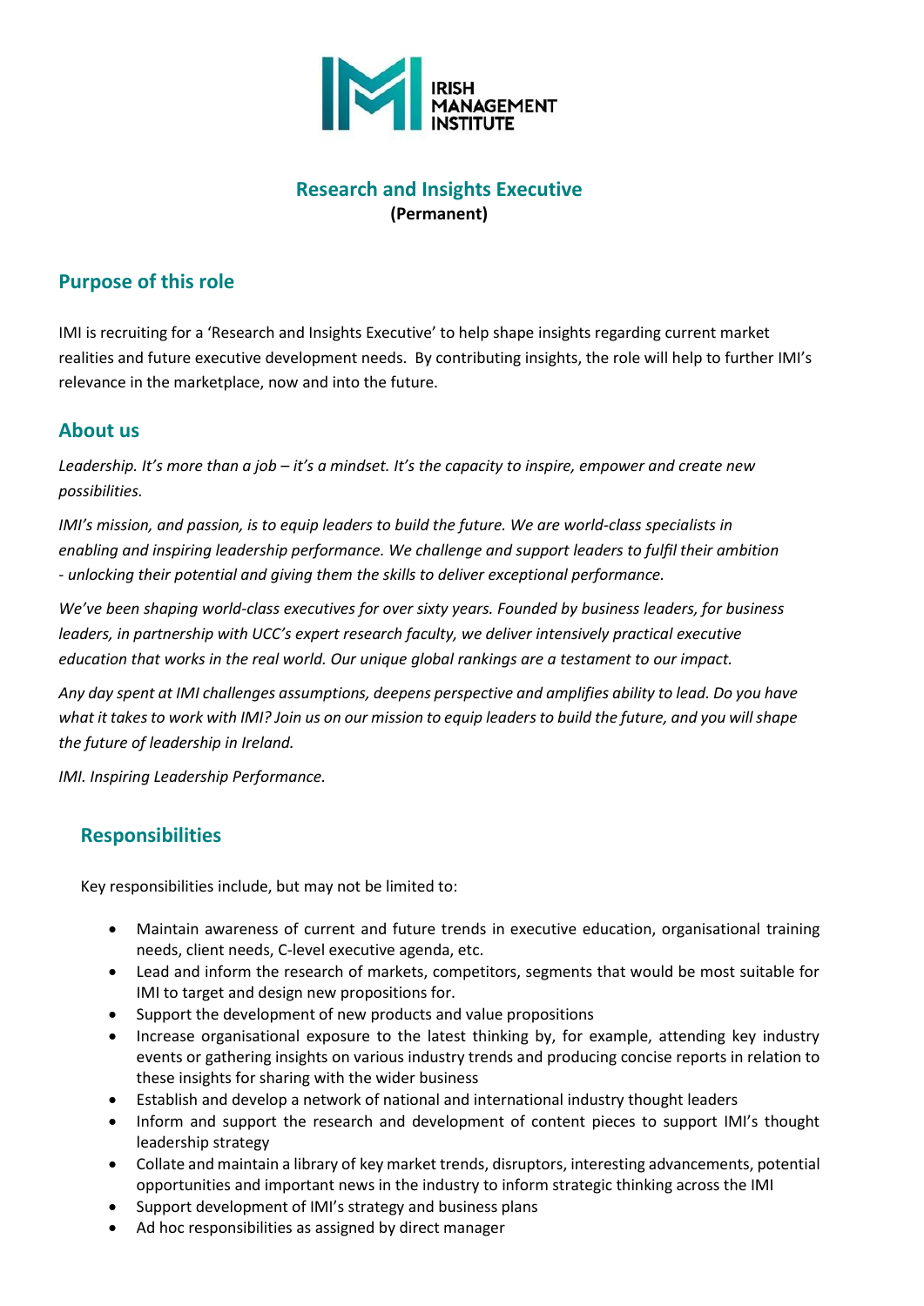IRISH MANAGEMENT INSTITUTE

# Research and Insights Executive

**(Permanent)**

## Purpose of this role

IMI is recruiting for a 'Research and Insights Executive' to help shape insights regarding current market realities and future executive development needs. By contributing insights, the role will help to further IMI's relevance in the marketplace, now and into the future.

## About us

*Leadership. It's more than a job – it's a mindset. It's the capacity to inspire, empower and create new possibilities.*

*IMI's mission, and passion, is to equip leaders to build the future. We are world-class specialists in enabling and inspiring leadership performance. We challenge and support leaders to fulfil their ambition - unlocking their potential and giving them the skills to deliver exceptional performance.*

*We've been shaping world-class executives for over sixty years. Founded by business leaders, for business leaders, in partnership with UCC's expert research faculty, we deliver intensively practical executive education that works in the real world. Our unique global rankings are a testament to our impact.*

*Any day spent at IMI challenges assumptions, deepens perspective and amplifies ability to lead. Do you have what it takes to work with IMI? Join us on our mission to equip leaders to build the future, and you will shape the future of leadership in Ireland.*

*IMI. Inspiring Leadership Performance.*

## Responsibilities

Key responsibilities include, but may not be limited to:

- Maintain awareness of current and future trends in executive education, organisational training needs, client needs, C-level executive agenda, etc.
- Lead and inform the research of markets, competitors, segments that would be most suitable for IMI to target and design new propositions for.
- Support the development of new products and value propositions
- Increase organisational exposure to the latest thinking by, for example, attending key industry events or gathering insights on various industry trends and producing concise reports in relation to these insights for sharing with the wider business
- Establish and develop a network of national and international industry thought leaders
- Inform and support the research and development of content pieces to support IMI's thought leadership strategy
- Collate and maintain a library of key market trends, disruptors, interesting advancements, potential opportunities and important news in the industry to inform strategic thinking across the IMI
- Support development of IMI's strategy and business plans
- Ad hoc responsibilities as assigned by direct manager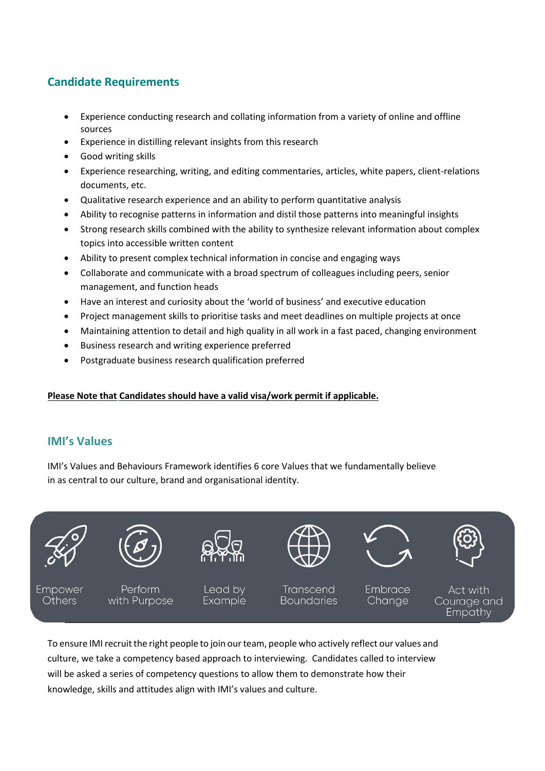## Candidate Requirements

- Experience conducting research and collating information from a variety of online and offline sources
- Experience in distilling relevant insights from this research
- Good writing skills
- Experience researching, writing, and editing commentaries, articles, white papers, client-relations documents, etc.
- Qualitative research experience and an ability to perform quantitative analysis
- Ability to recognise patterns in information and distil those patterns into meaningful insights
- Strong research skills combined with the ability to synthesize relevant information about complex topics into accessible written content
- Ability to present complex technical information in concise and engaging ways
- Collaborate and communicate with a broad spectrum of colleagues including peers, senior management, and function heads
- Have an interest and curiosity about the 'world of business' and executive education
- Project management skills to prioritise tasks and meet deadlines on multiple projects at once
- Maintaining attention to detail and high quality in all work in a fast paced, changing environment
- Business research and writing experience preferred
- Postgraduate business research qualification preferred

**Please Note that Candidates should have a valid visa/work permit if applicable.**

## IMI's Values

IMI's Values and Behaviours Framework identifies 6 core Values that we fundamentally believe in as central to our culture, brand and organisational identity.

Empower Others | Perform with Purpose | Lead by Example | Transcend Boundaries | Embrace Change | Act with Courage and Empathy

To ensure IMI recruit the right people to join our team, people who actively reflect our values and culture, we take a competency based approach to interviewing. Candidates called to interview will be asked a series of competency questions to allow them to demonstrate how their knowledge, skills and attitudes align with IMI's values and culture.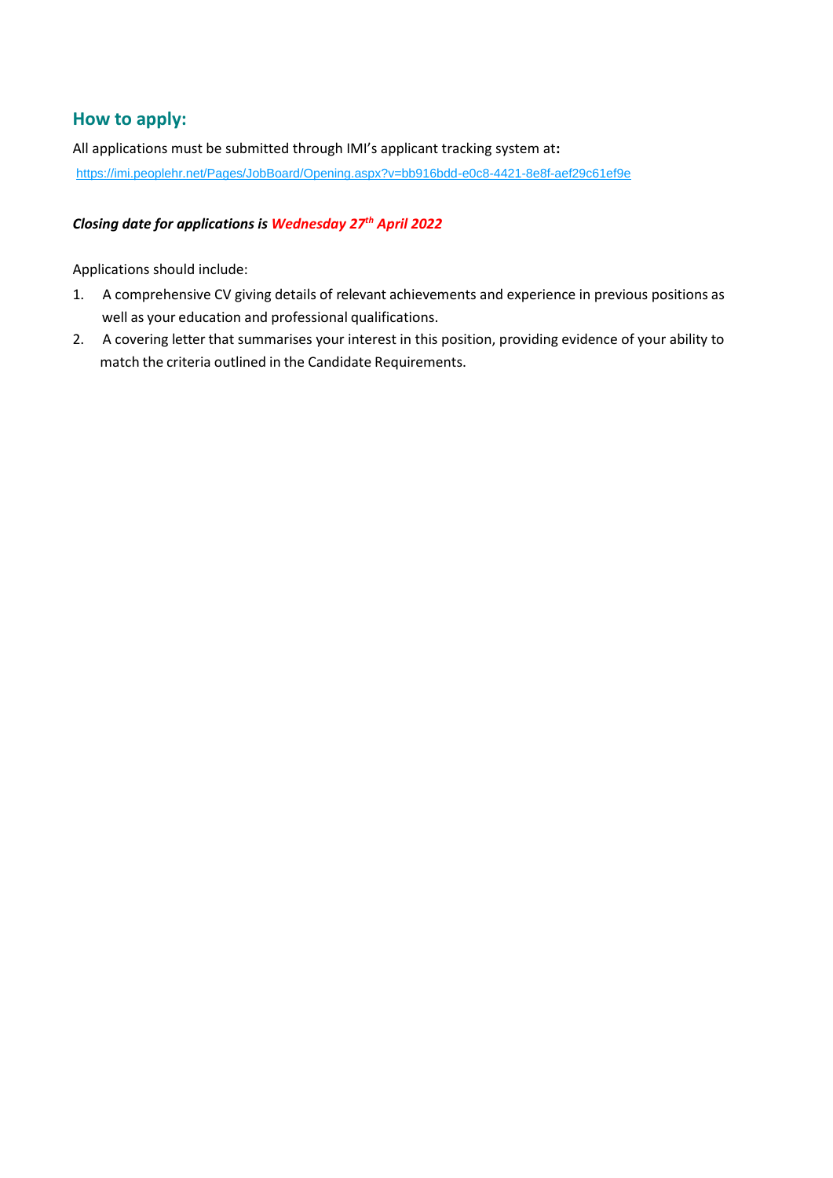## How to apply:

All applications must be submitted through IMI's applicant tracking system at**:**

https://imi.peoplehr.net/Pages/JobBoard/Opening.aspx?v=bb916bdd-e0c8-4421-8e8f-aef29c61ef9e

***Closing date for applications is Wednesday 27th April 2022***

Applications should include:

1. A comprehensive CV giving details of relevant achievements and experience in previous positions as well as your education and professional qualifications.
2. A covering letter that summarises your interest in this position, providing evidence of your ability to match the criteria outlined in the Candidate Requirements.